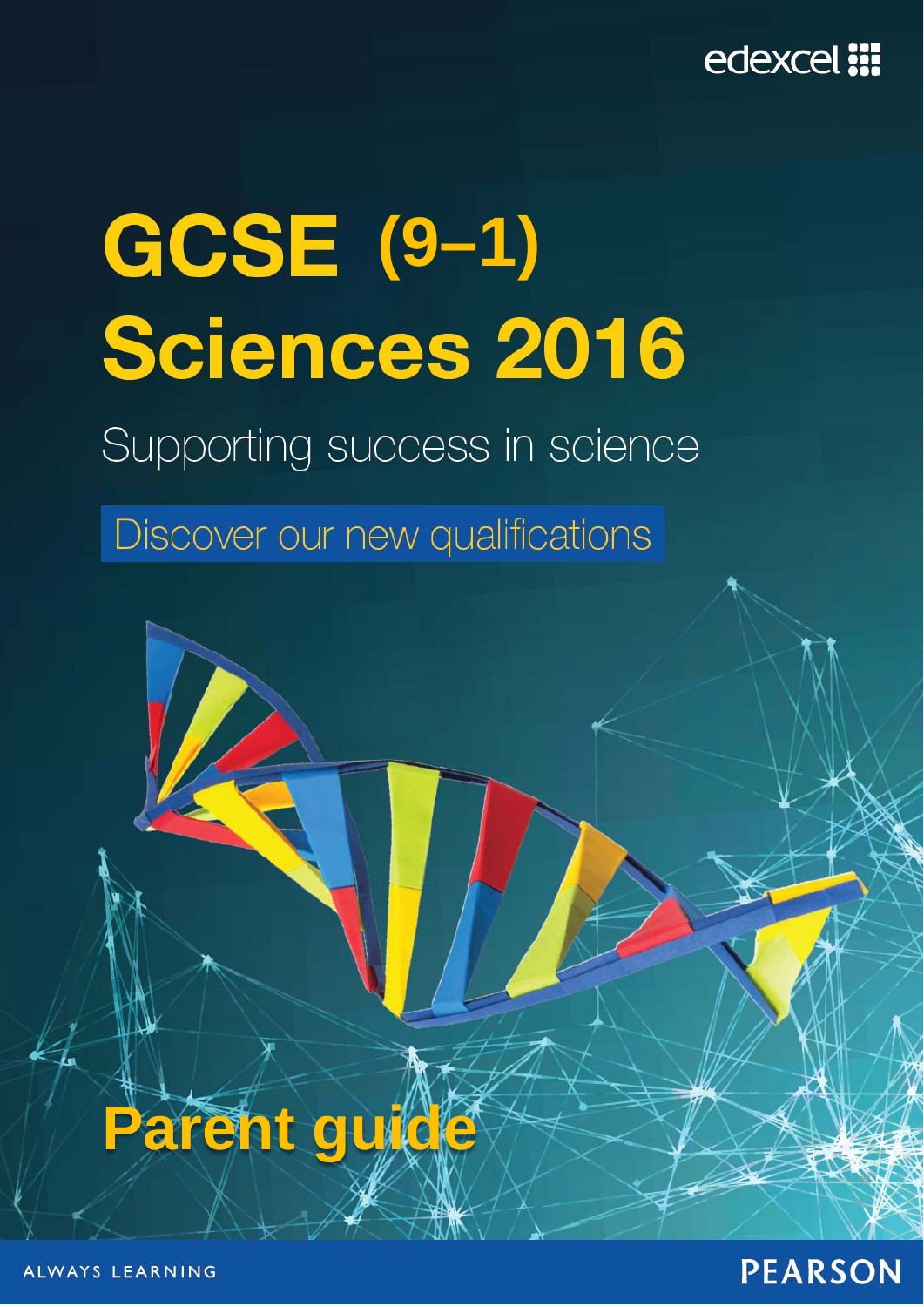edexcel

# GCSE (9–1) Sciences 2016

Supporting success in science

Discover our new qualifications

## Parent guide

ALWAYS LEARNING

PEARSON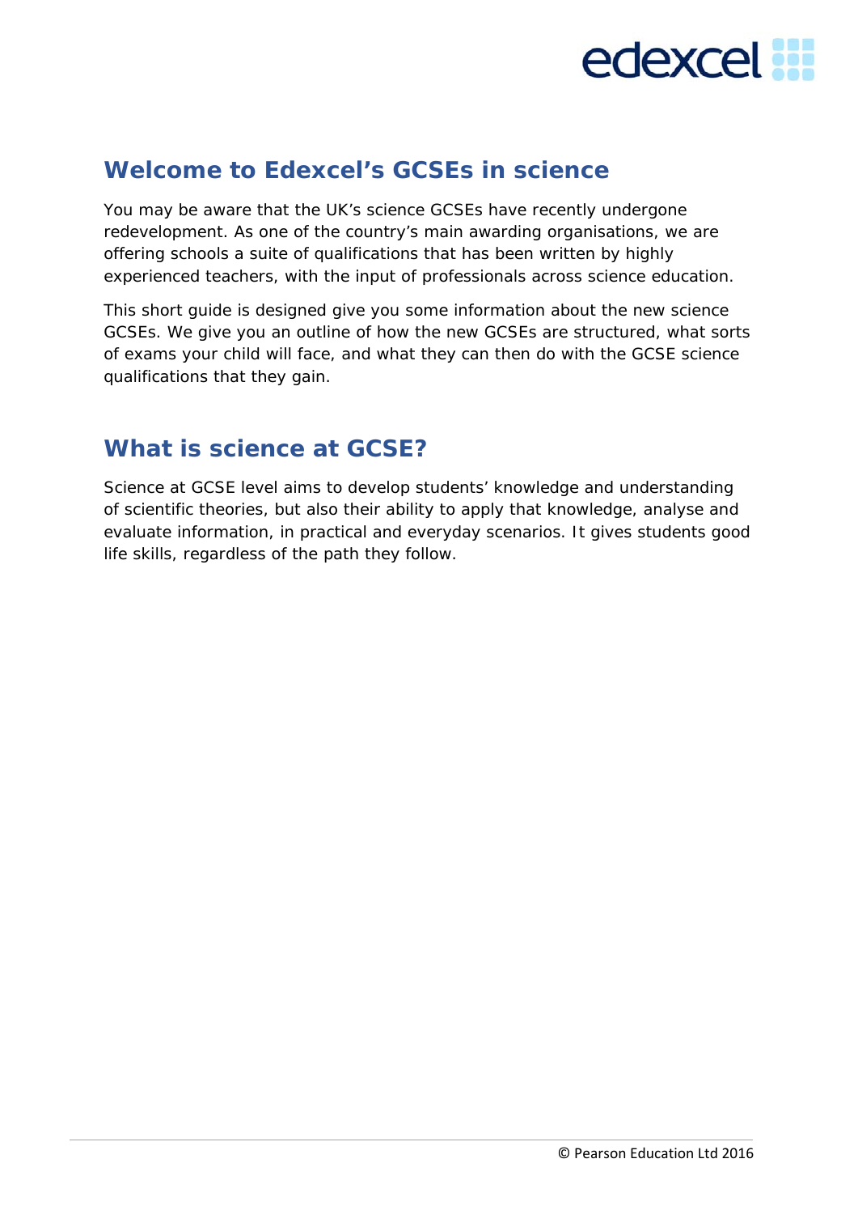## Welcome to Edexcel's GCSEs in science

You may be aware that the UK's science GCSEs have recently undergone redevelopment. As one of the country's main awarding organisations, we are offering schools a suite of qualifications that has been written by highly experienced teachers, with the input of professionals across science education.

This short guide is designed give you some information about the new science GCSEs. We give you an outline of how the new GCSEs are structured, what sorts of exams your child will face, and what they can then do with the GCSE science qualifications that they gain.

## What is science at GCSE?

Science at GCSE level aims to develop students' knowledge and understanding of scientific theories, but also their ability to apply that knowledge, analyse and evaluate information, in practical and everyday scenarios. It gives students good life skills, regardless of the path they follow.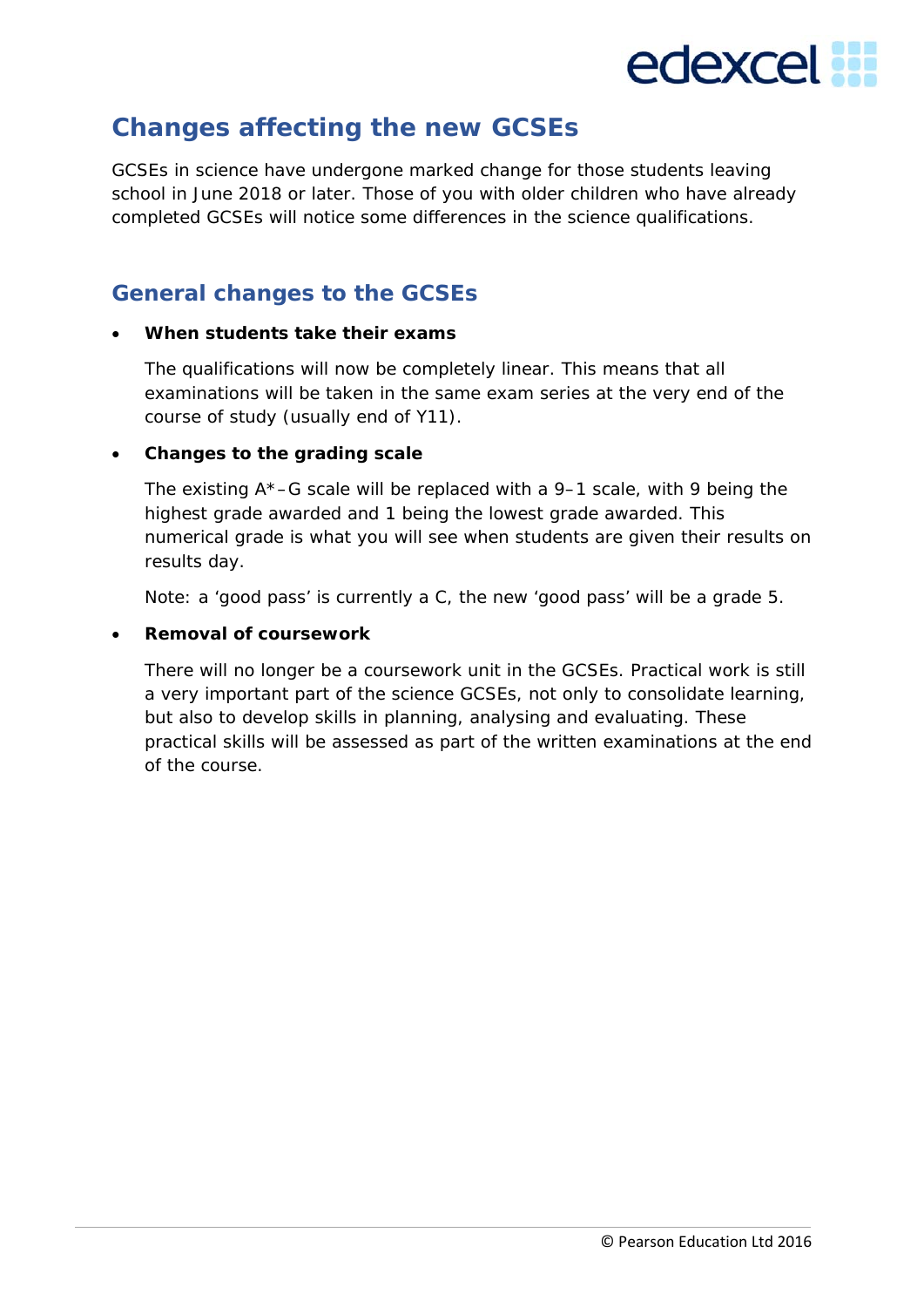## Changes affecting the new GCSEs

GCSEs in science have undergone marked change for those students leaving school in June 2018 or later. Those of you with older children who have already completed GCSEs will notice some differences in the science qualifications.

### General changes to the GCSEs

- **When students take their exams**

  The qualifications will now be completely linear. This means that all examinations will be taken in the same exam series at the very end of the course of study (usually end of Y11).

- **Changes to the grading scale**

  The existing A*–G scale will be replaced with a 9–1 scale, with 9 being the highest grade awarded and 1 being the lowest grade awarded. This numerical grade is what you will see when students are given their results on results day.

  Note: a 'good pass' is currently a C, the new 'good pass' will be a grade 5.

- **Removal of coursework**

  There will no longer be a coursework unit in the GCSEs. Practical work is still a very important part of the science GCSEs, not only to consolidate learning, but also to develop skills in planning, analysing and evaluating. These practical skills will be assessed as part of the written examinations at the end of the course.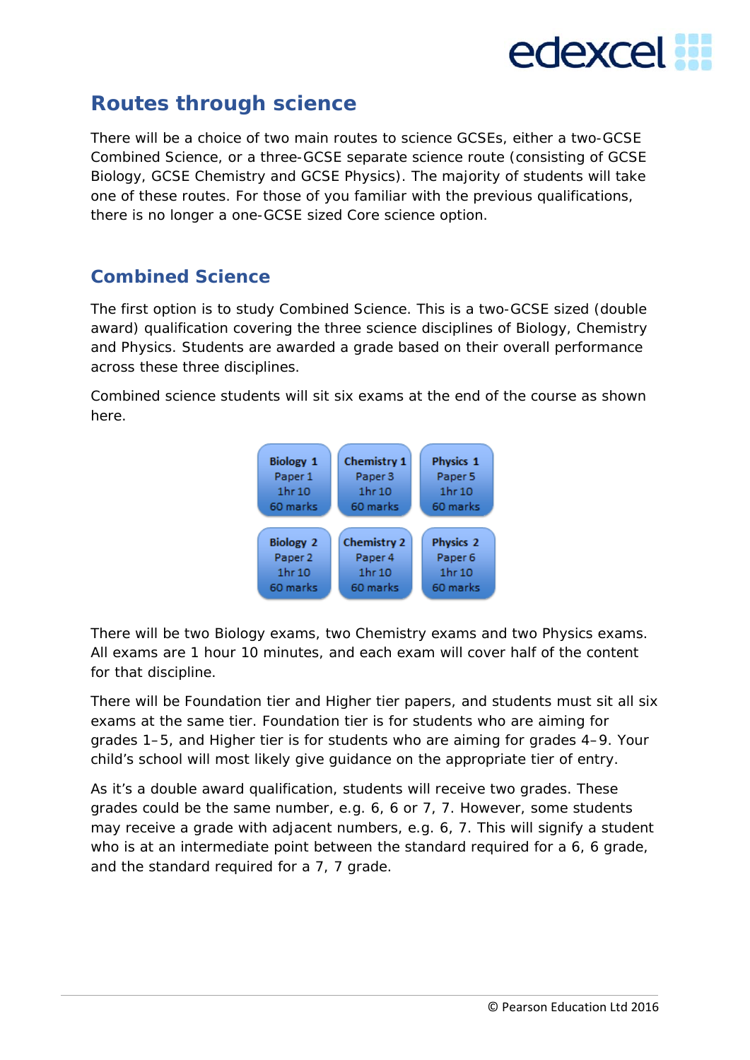## Routes through science

There will be a choice of two main routes to science GCSEs, either a two-GCSE Combined Science, or a three-GCSE separate science route (consisting of GCSE Biology, GCSE Chemistry and GCSE Physics). The majority of students will take one of these routes. For those of you familiar with the previous qualifications, there is no longer a one-GCSE sized Core science option.

## Combined Science

The first option is to study Combined Science. This is a two-GCSE sized (double award) qualification covering the three science disciplines of Biology, Chemistry and Physics. Students are awarded a grade based on their overall performance across these three disciplines.

Combined science students will sit six exams at the end of the course as shown here.

| Biology 1 | Chemistry 1 | Physics 1 |
|---|---|---|
| Paper 1 | Paper 3 | Paper 5 |
| 1hr 10 | 1hr 10 | 1hr 10 |
| 60 marks | 60 marks | 60 marks |
| **Biology 2** | **Chemistry 2** | **Physics 2** |
| Paper 2 | Paper 4 | Paper 6 |
| 1hr 10 | 1hr 10 | 1hr 10 |
| 60 marks | 60 marks | 60 marks |

There will be two Biology exams, two Chemistry exams and two Physics exams. All exams are 1 hour 10 minutes, and each exam will cover half of the content for that discipline.

There will be Foundation tier and Higher tier papers, and students must sit all six exams at the same tier. Foundation tier is for students who are aiming for grades 1–5, and Higher tier is for students who are aiming for grades 4–9. Your child's school will most likely give guidance on the appropriate tier of entry.

As it's a double award qualification, students will receive two grades. These grades could be the same number, e.g. 6, 6 or 7, 7. However, some students may receive a grade with adjacent numbers, e.g. 6, 7. This will signify a student who is at an intermediate point between the standard required for a 6, 6 grade, and the standard required for a 7, 7 grade.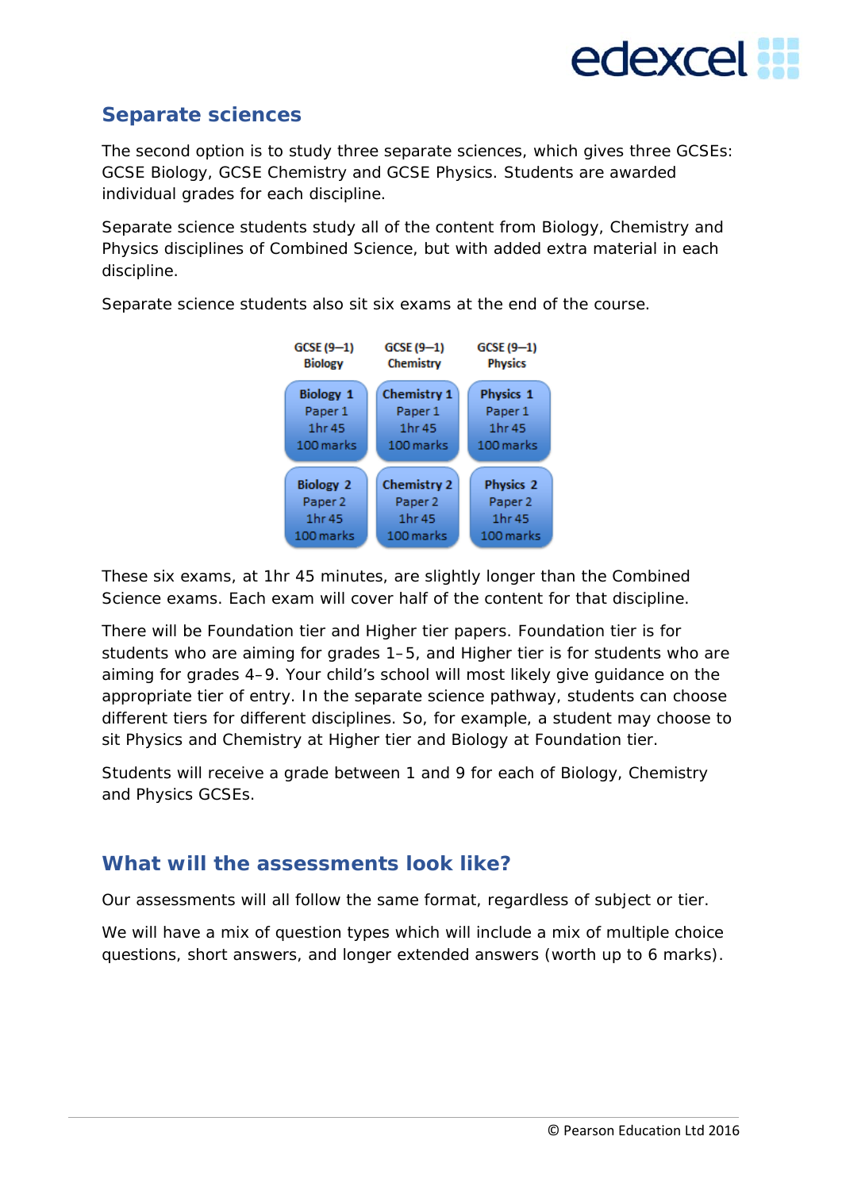## Separate sciences

The second option is to study three separate sciences, which gives three GCSEs: GCSE Biology, GCSE Chemistry and GCSE Physics. Students are awarded individual grades for each discipline.

Separate science students study all of the content from Biology, Chemistry and Physics disciplines of Combined Science, but with added extra material in each discipline.

Separate science students also sit six exams at the end of the course.

| GCSE (9–1) Biology | GCSE (9–1) Chemistry | GCSE (9–1) Physics |
|---|---|---|
| Biology 1 Paper 1 1hr 45 100 marks | Chemistry 1 Paper 1 1hr 45 100 marks | Physics 1 Paper 1 1hr 45 100 marks |
| Biology 2 Paper 2 1hr 45 100 marks | Chemistry 2 Paper 2 1hr 45 100 marks | Physics 2 Paper 2 1hr 45 100 marks |

These six exams, at 1hr 45 minutes, are slightly longer than the Combined Science exams. Each exam will cover half of the content for that discipline.

There will be Foundation tier and Higher tier papers. Foundation tier is for students who are aiming for grades 1–5, and Higher tier is for students who are aiming for grades 4–9. Your child's school will most likely give guidance on the appropriate tier of entry. In the separate science pathway, students can choose different tiers for different disciplines. So, for example, a student may choose to sit Physics and Chemistry at Higher tier and Biology at Foundation tier.

Students will receive a grade between 1 and 9 for each of Biology, Chemistry and Physics GCSEs.

## What will the assessments look like?

Our assessments will all follow the same format, regardless of subject or tier.

We will have a mix of question types which will include a mix of multiple choice questions, short answers, and longer extended answers (worth up to 6 marks).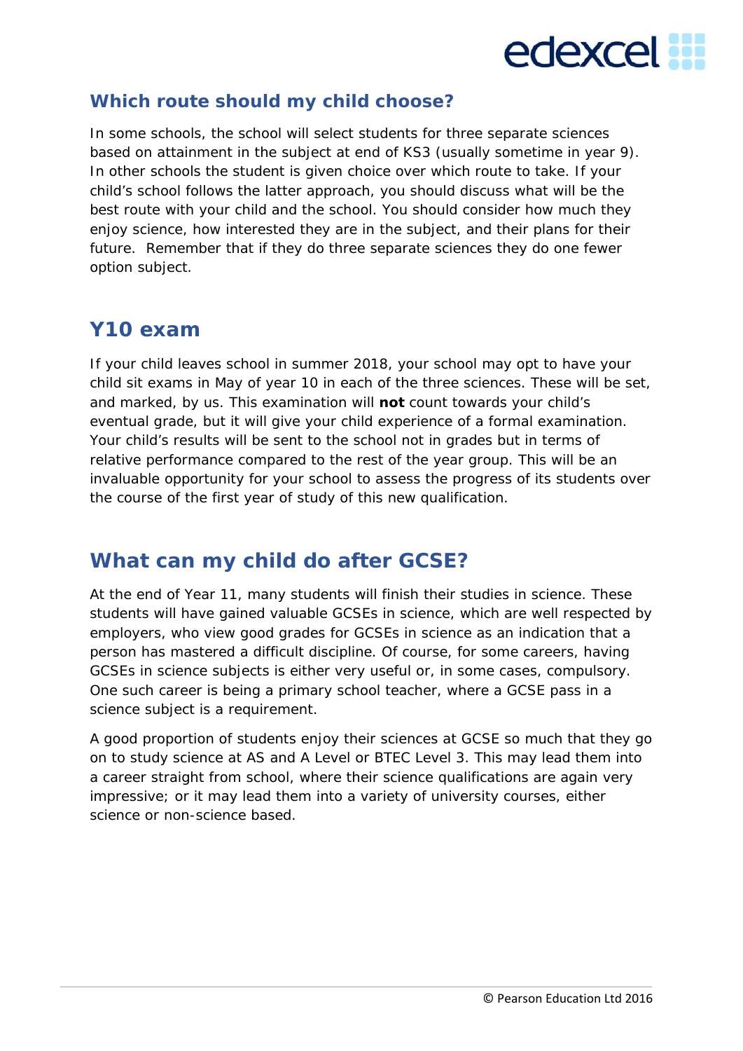## Which route should my child choose?

In some schools, the school will select students for three separate sciences based on attainment in the subject at end of KS3 (usually sometime in year 9). In other schools the student is given choice over which route to take. If your child's school follows the latter approach, you should discuss what will be the best route with your child and the school. You should consider how much they enjoy science, how interested they are in the subject, and their plans for their future. Remember that if they do three separate sciences they do one fewer option subject.

## Y10 exam

If your child leaves school in summer 2018, your school may opt to have your child sit exams in May of year 10 in each of the three sciences. These will be set, and marked, by us. This examination will **not** count towards your child's eventual grade, but it will give your child experience of a formal examination. Your child's results will be sent to the school not in grades but in terms of relative performance compared to the rest of the year group. This will be an invaluable opportunity for your school to assess the progress of its students over the course of the first year of study of this new qualification.

## What can my child do after GCSE?

At the end of Year 11, many students will finish their studies in science. These students will have gained valuable GCSEs in science, which are well respected by employers, who view good grades for GCSEs in science as an indication that a person has mastered a difficult discipline. Of course, for some careers, having GCSEs in science subjects is either very useful or, in some cases, compulsory. One such career is being a primary school teacher, where a GCSE pass in a science subject is a requirement.

A good proportion of students enjoy their sciences at GCSE so much that they go on to study science at AS and A Level or BTEC Level 3. This may lead them into a career straight from school, where their science qualifications are again very impressive; or it may lead them into a variety of university courses, either science or non-science based.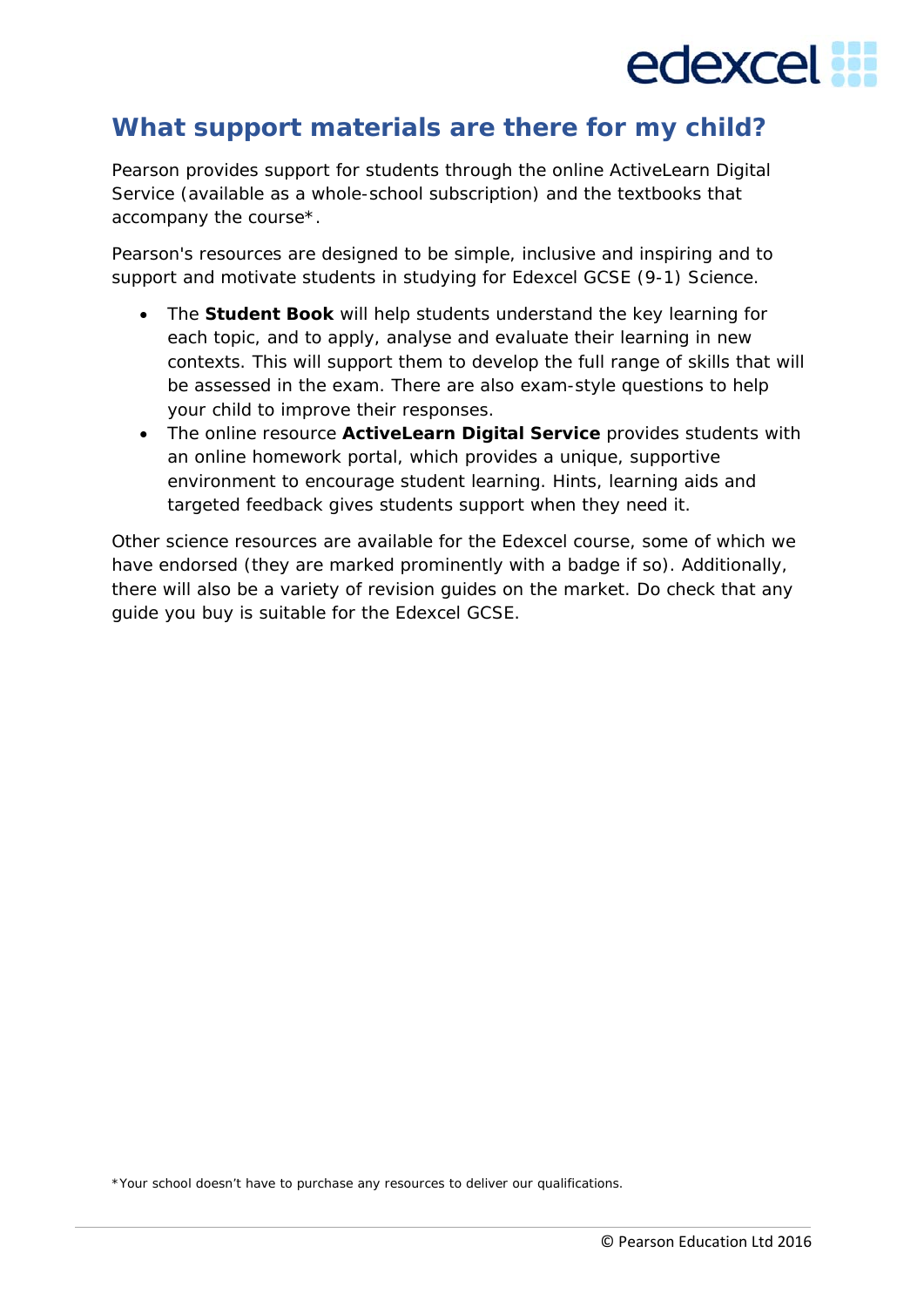## What support materials are there for my child?

Pearson provides support for students through the online ActiveLearn Digital Service (available as a whole-school subscription) and the textbooks that accompany the course*.

Pearson's resources are designed to be simple, inclusive and inspiring and to support and motivate students in studying for Edexcel GCSE (9-1) Science.

- The **Student Book** will help students understand the key learning for each topic, and to apply, analyse and evaluate their learning in new contexts. This will support them to develop the full range of skills that will be assessed in the exam. There are also exam-style questions to help your child to improve their responses.
- The online resource **ActiveLearn Digital Service** provides students with an online homework portal, which provides a unique, supportive environment to encourage student learning. Hints, learning aids and targeted feedback gives students support when they need it.

Other science resources are available for the Edexcel course, some of which we have endorsed (they are marked prominently with a badge if so). Additionally, there will also be a variety of revision guides on the market. Do check that any guide you buy is suitable for the Edexcel GCSE.

*Your school doesn't have to purchase any resources to deliver our qualifications.